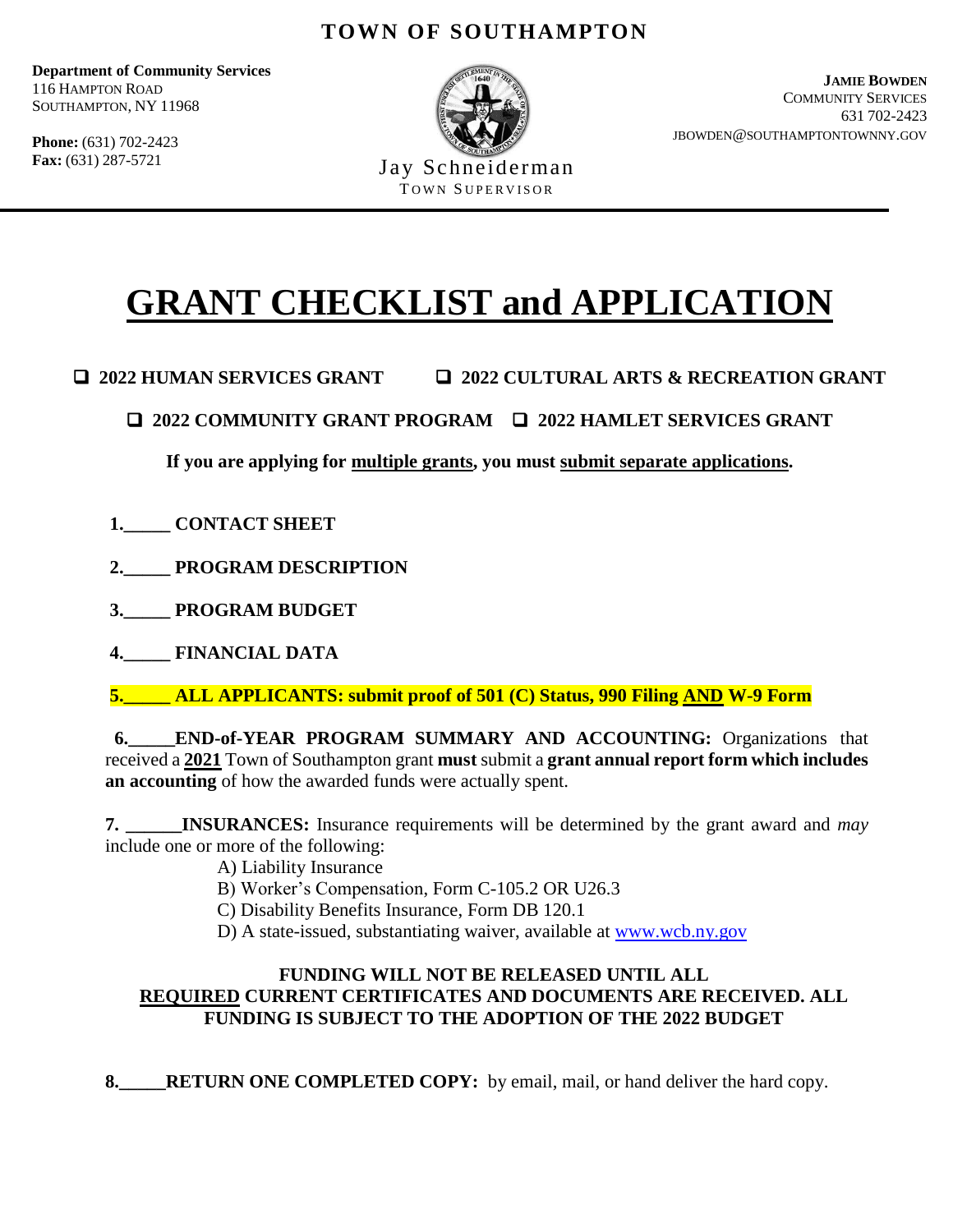**TOWN OF SOUTHAMPTON**

**Department of Community Services**
116 Hampton Road
Southampton, NY 11968

**Phone:** (631) 702-2423
**Fax:** (631) 287-5721

Jay Schneiderman
Town Supervisor

**Jamie Bowden**
Community Services
631 702-2423
JBOWDEN@SOUTHAMPTONTOWNNY.GOV

---

# GRANT CHECKLIST and APPLICATION

❑ **2022 HUMAN SERVICES GRANT** ❑ **2022 CULTURAL ARTS & RECREATION GRANT**

❑ **2022 COMMUNITY GRANT PROGRAM** ❑ **2022 HAMLET SERVICES GRANT**

**If you are applying for multiple grants, you must submit separate applications.**

**1.\_\_\_\_\_ CONTACT SHEET**

**2.\_\_\_\_\_ PROGRAM DESCRIPTION**

**3.\_\_\_\_\_ PROGRAM BUDGET**

**4.\_\_\_\_\_ FINANCIAL DATA**

**5.\_\_\_\_\_ ALL APPLICANTS: submit proof of 501 (C) Status, 990 Filing AND W-9 Form**

**6.\_\_\_\_\_END-of-YEAR PROGRAM SUMMARY AND ACCOUNTING:** Organizations that received a **2021** Town of Southampton grant **must** submit a **grant annual report form which includes an accounting** of how the awarded funds were actually spent.

**7. \_\_\_\_\_\_INSURANCES:** Insurance requirements will be determined by the grant award and *may* include one or more of the following:

A) Liability Insurance
B) Worker's Compensation, Form C-105.2 OR U26.3
C) Disability Benefits Insurance, Form DB 120.1
D) A state-issued, substantiating waiver, available at www.wcb.ny.gov

**FUNDING WILL NOT BE RELEASED UNTIL ALL REQUIRED CURRENT CERTIFICATES AND DOCUMENTS ARE RECEIVED. ALL FUNDING IS SUBJECT TO THE ADOPTION OF THE 2022 BUDGET**

**8.\_\_\_\_\_RETURN ONE COMPLETED COPY:** by email, mail, or hand deliver the hard copy.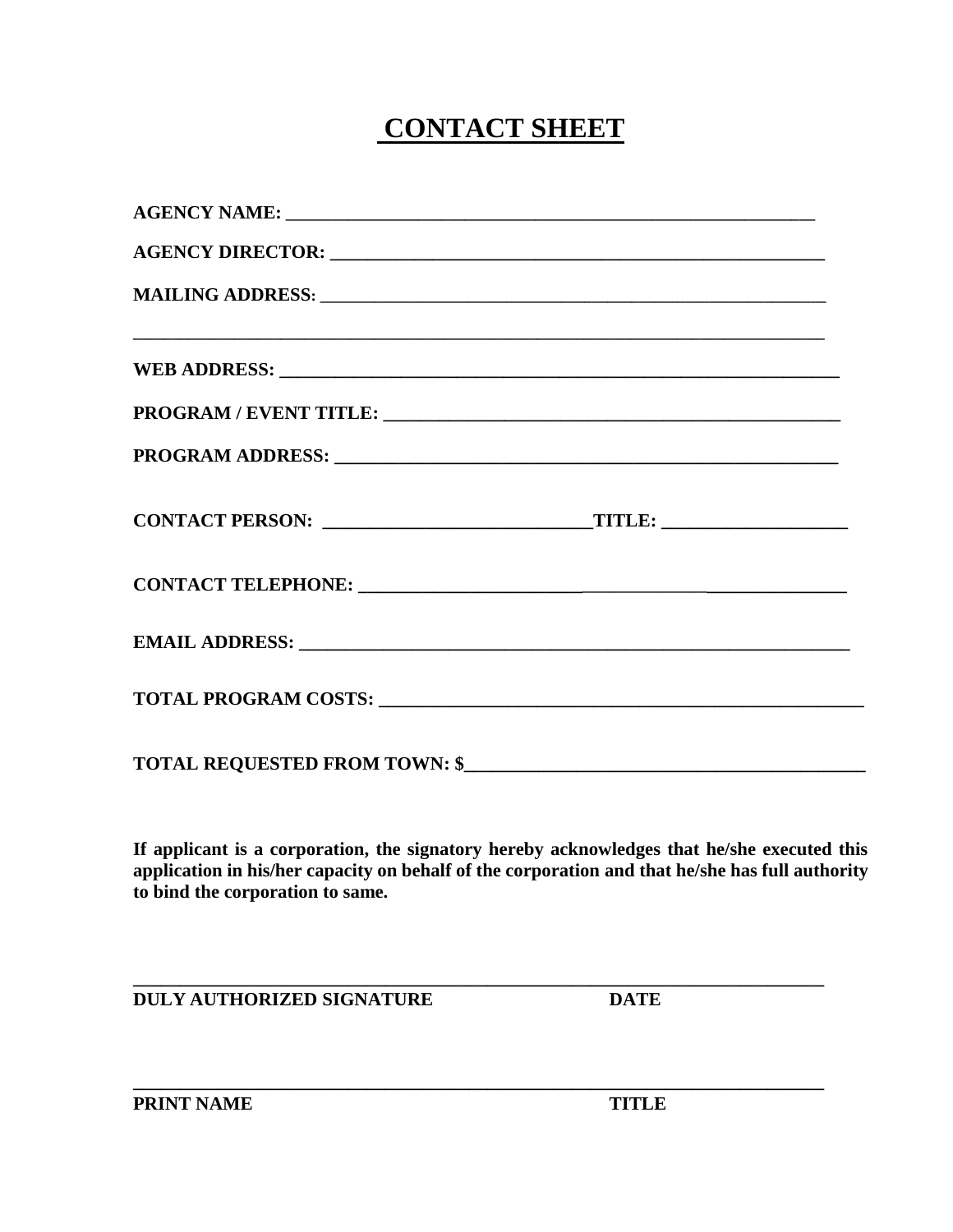# CONTACT SHEET

**AGENCY NAME:** ___________________________________________________________

**AGENCY DIRECTOR:** ______________________________________________________

**MAILING ADDRESS:** ______________________________________________________

_____________________________________________________________________________

**WEB ADDRESS:** ___________________________________________________________

**PROGRAM / EVENT TITLE:** ________________________________________________

**PROGRAM ADDRESS:** ______________________________________________________

**CONTACT PERSON:** ____________________________ **TITLE:** ___________________

**CONTACT TELEPHONE:** ____________________________________________________

**EMAIL ADDRESS:** _________________________________________________________

**TOTAL PROGRAM COSTS:** __________________________________________________

**TOTAL REQUESTED FROM TOWN: $**___________________________________________

**If applicant is a corporation, the signatory hereby acknowledges that he/she executed this application in his/her capacity on behalf of the corporation and that he/she has full authority to bind the corporation to same.**

_____________________________________________________________________________

**DULY AUTHORIZED SIGNATURE** **DATE**

_____________________________________________________________________________

**PRINT NAME** **TITLE**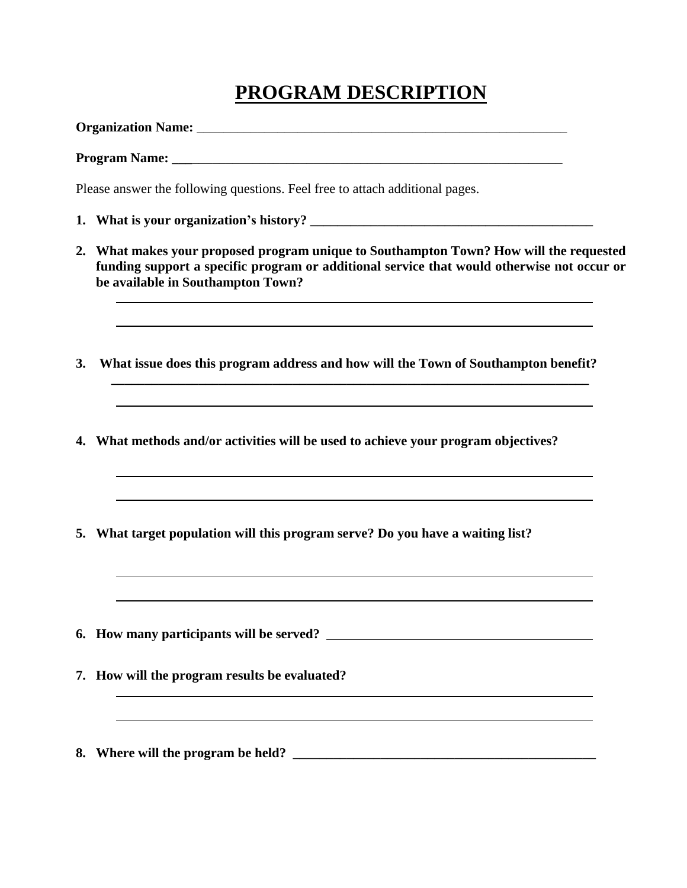# PROGRAM DESCRIPTION

**Organization Name:** ___________________________________________________________

**Program Name:** ______________________________________________________________

Please answer the following questions. Feel free to attach additional pages.

1. **What is your organization's history?** ___________________________________________

2. **What makes your proposed program unique to Southampton Town? How will the requested funding support a specific program or additional service that would otherwise not occur or be available in Southampton Town?**

   ___________________________________________________________________________

   ___________________________________________________________________________

3. **What issue does this program address and how will the Town of Southampton benefit?**

   ___________________________________________________________________________

   ___________________________________________________________________________

4. **What methods and/or activities will be used to achieve your program objectives?**

   ___________________________________________________________________________

   ___________________________________________________________________________

5. **What target population will this program serve? Do you have a waiting list?**

   ___________________________________________________________________________

   ___________________________________________________________________________

6. **How many participants will be served?** _________________________________________

7. **How will the program results be evaluated?**

   ___________________________________________________________________________

   ___________________________________________________________________________

8. **Where will the program be held?** ______________________________________________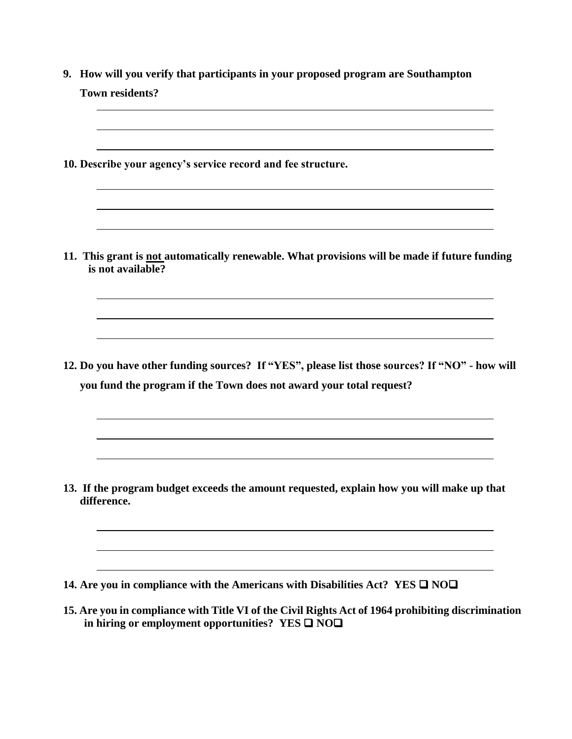**9. How will you verify that participants in your proposed program are Southampton Town residents?**

**10. Describe your agency's service record and fee structure.**

**11. This grant is <u>not</u> automatically renewable. What provisions will be made if future funding is not available?**

**12. Do you have other funding sources? If "YES", please list those sources? If "NO" - how will you fund the program if the Town does not award your total request?**

**13. If the program budget exceeds the amount requested, explain how you will make up that difference.**

**14. Are you in compliance with the Americans with Disabilities Act? YES ❑ NO❑**

**15. Are you in compliance with Title VI of the Civil Rights Act of 1964 prohibiting discrimination in hiring or employment opportunities? YES ❑ NO❑**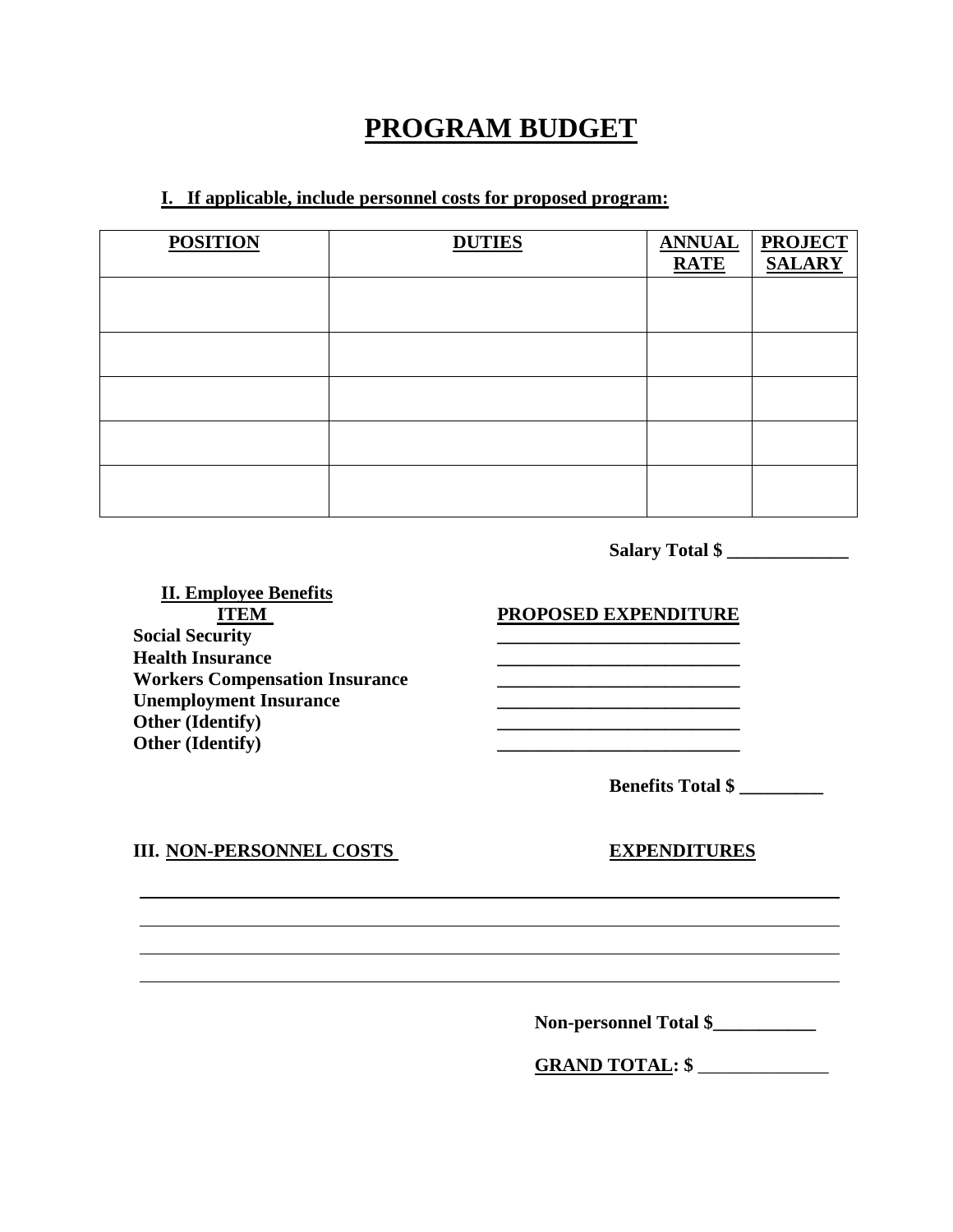# PROGRAM BUDGET

**I. If applicable, include personnel costs for proposed program:**

| POSITION | DUTIES | ANNUAL RATE | PROJECT SALARY |
|---|---|---|---|
| | | | |
| | | | |
| | | | |
| | | | |
| | | | |

**Salary Total $ _____________**

**II. Employee Benefits**

| ITEM | PROPOSED EXPENDITURE |
|---|---|
| **Social Security** | __________________________ |
| **Health Insurance** | __________________________ |
| **Workers Compensation Insurance** | __________________________ |
| **Unemployment Insurance** | __________________________ |
| **Other (Identify)** | __________________________ |
| **Other (Identify)** | __________________________ |

**Benefits Total $ _________**

**III. NON-PERSONNEL COSTS** **EXPENDITURES**

______________________________________________________________________________

______________________________________________________________________________

______________________________________________________________________________

______________________________________________________________________________

**Non-personnel Total $___________**

**GRAND TOTAL: $** ______________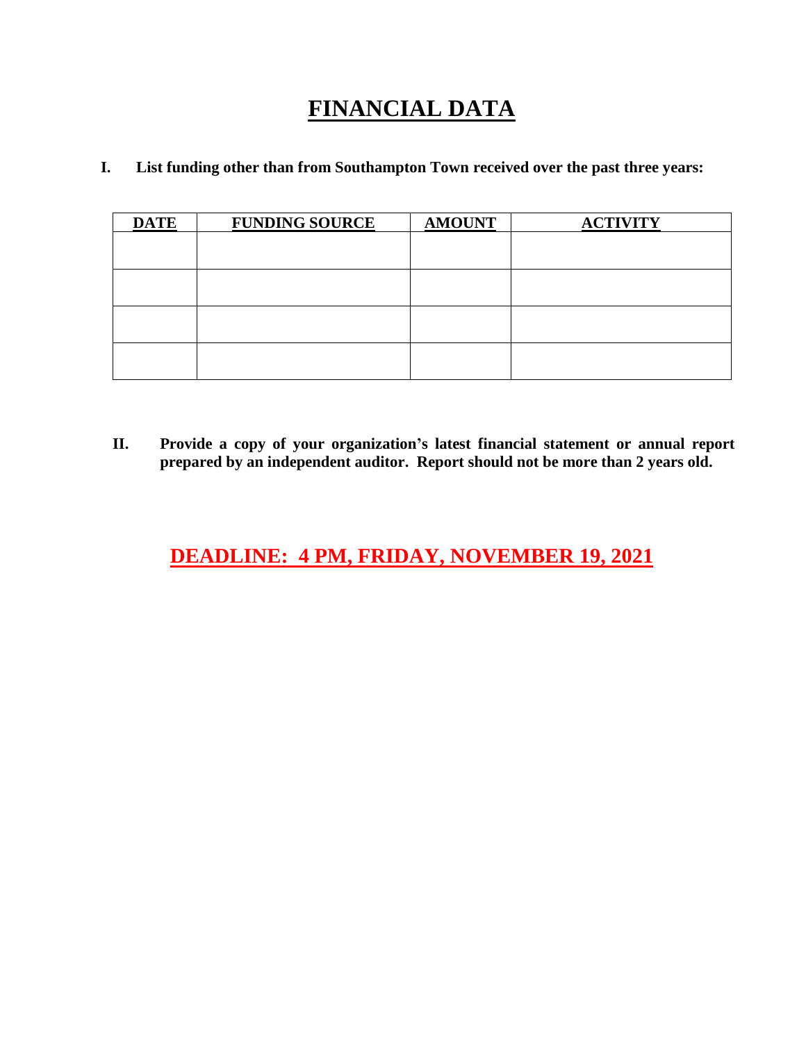# FINANCIAL DATA

**I. List funding other than from Southampton Town received over the past three years:**

| DATE | FUNDING SOURCE | AMOUNT | ACTIVITY |
|---|---|---|---|
| | | | |
| | | | |
| | | | |
| | | | |

**II. Provide a copy of your organization's latest financial statement or annual report prepared by an independent auditor. Report should not be more than 2 years old.**

**DEADLINE: 4 PM, FRIDAY, NOVEMBER 19, 2021**